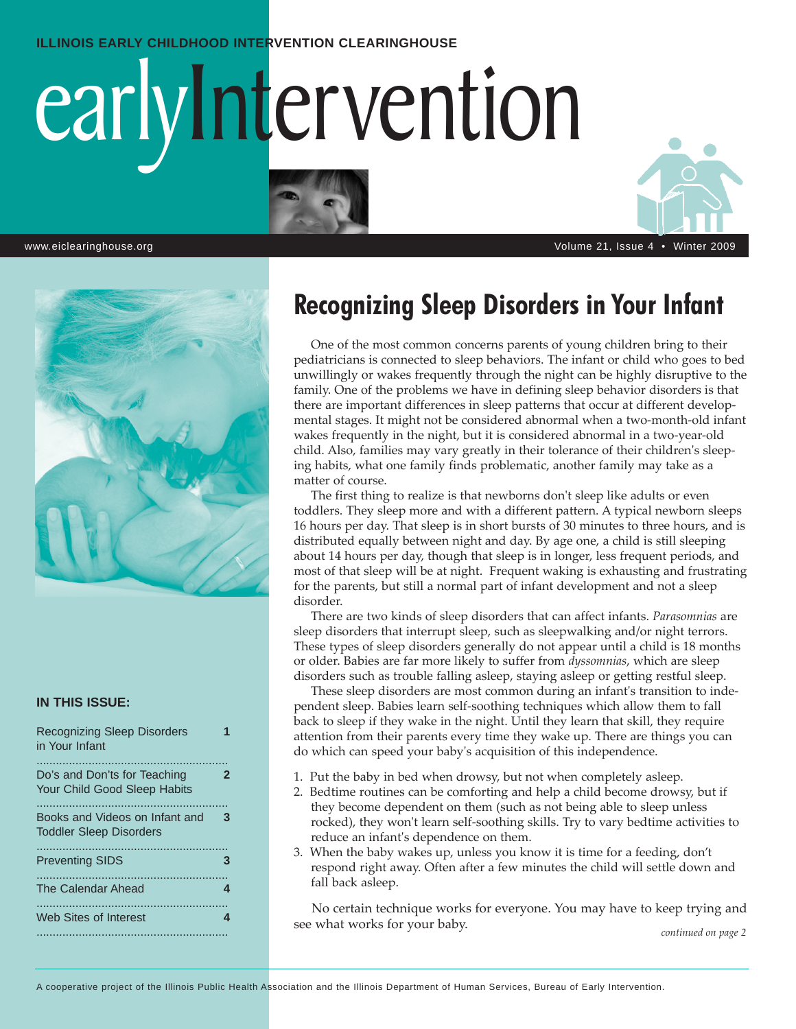ILLINOIS EARLY CHILDHOOD INTERVENTION CLEARINGHOUSE

# earlyIntervention

www.eiclearinghouse.org

Volume 21, Issue 4 • Winter 2009

**IN THIS ISSUE:**

| | |
|---|---|
| Recognizing Sleep Disorders in Your Infant | 1 |
| Do's and Don'ts for Teaching Your Child Good Sleep Habits | 2 |
| Books and Videos on Infant and Toddler Sleep Disorders | 3 |
| Preventing SIDS | 3 |
| The Calendar Ahead | 4 |
| Web Sites of Interest | 4 |

## Recognizing Sleep Disorders in Your Infant

One of the most common concerns parents of young children bring to their pediatricians is connected to sleep behaviors. The infant or child who goes to bed unwillingly or wakes frequently through the night can be highly disruptive to the family. One of the problems we have in defining sleep behavior disorders is that there are important differences in sleep patterns that occur at different developmental stages. It might not be considered abnormal when a two-month-old infant wakes frequently in the night, but it is considered abnormal in a two-year-old child. Also, families may vary greatly in their tolerance of their children's sleeping habits, what one family finds problematic, another family may take as a matter of course.

The first thing to realize is that newborns don't sleep like adults or even toddlers. They sleep more and with a different pattern. A typical newborn sleeps 16 hours per day. That sleep is in short bursts of 30 minutes to three hours, and is distributed equally between night and day. By age one, a child is still sleeping about 14 hours per day, though that sleep is in longer, less frequent periods, and most of that sleep will be at night. Frequent waking is exhausting and frustrating for the parents, but still a normal part of infant development and not a sleep disorder.

There are two kinds of sleep disorders that can affect infants. *Parasomnias* are sleep disorders that interrupt sleep, such as sleepwalking and/or night terrors. These types of sleep disorders generally do not appear until a child is 18 months or older. Babies are far more likely to suffer from *dyssomnias*, which are sleep disorders such as trouble falling asleep, staying asleep or getting restful sleep.

These sleep disorders are most common during an infant's transition to independent sleep. Babies learn self-soothing techniques which allow them to fall back to sleep if they wake in the night. Until they learn that skill, they require attention from their parents every time they wake up. There are things you can do which can speed your baby's acquisition of this independence.

1. Put the baby in bed when drowsy, but not when completely asleep.
2. Bedtime routines can be comforting and help a child become drowsy, but if they become dependent on them (such as not being able to sleep unless rocked), they won't learn self-soothing skills. Try to vary bedtime activities to reduce an infant's dependence on them.
3. When the baby wakes up, unless you know it is time for a feeding, don't respond right away. Often after a few minutes the child will settle down and fall back asleep.

No certain technique works for everyone. You may have to keep trying and see what works for your baby.

*continued on page 2*

A cooperative project of the Illinois Public Health Association and the Illinois Department of Human Services, Bureau of Early Intervention.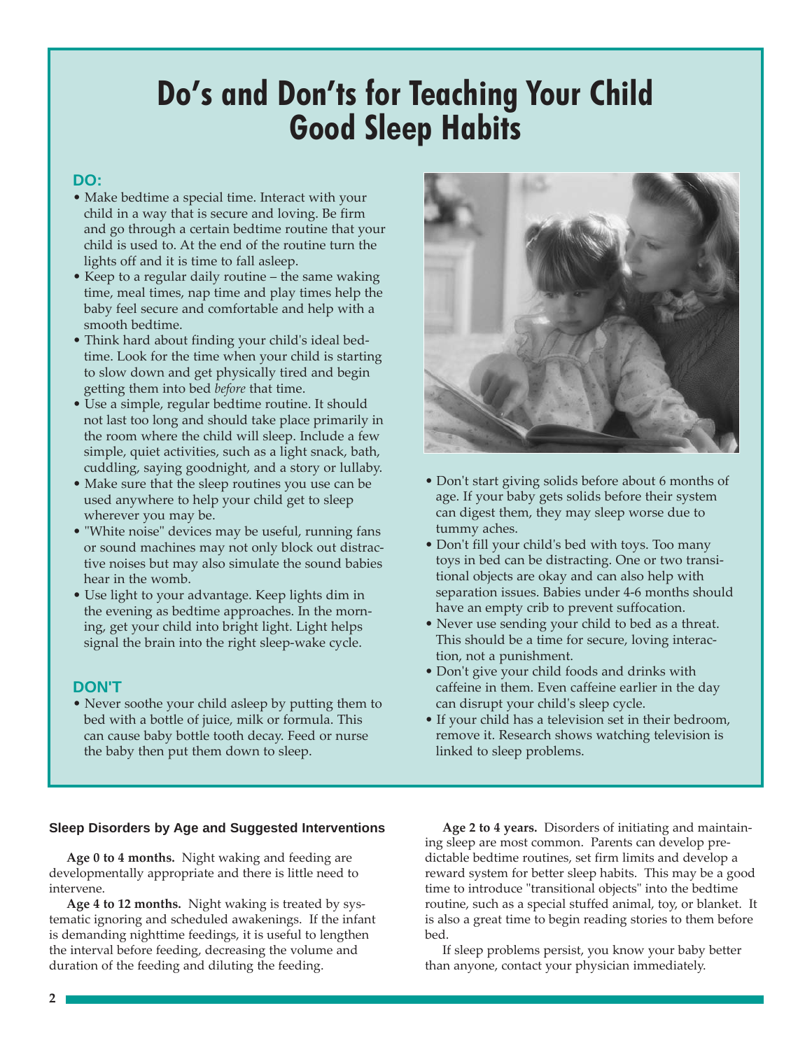# Do's and Don'ts for Teaching Your Child Good Sleep Habits

## DO:

- Make bedtime a special time. Interact with your child in a way that is secure and loving. Be firm and go through a certain bedtime routine that your child is used to. At the end of the routine turn the lights off and it is time to fall asleep.
- Keep to a regular daily routine – the same waking time, meal times, nap time and play times help the baby feel secure and comfortable and help with a smooth bedtime.
- Think hard about finding your child's ideal bedtime. Look for the time when your child is starting to slow down and get physically tired and begin getting them into bed *before* that time.
- Use a simple, regular bedtime routine. It should not last too long and should take place primarily in the room where the child will sleep. Include a few simple, quiet activities, such as a light snack, bath, cuddling, saying goodnight, and a story or lullaby.
- Make sure that the sleep routines you use can be used anywhere to help your child get to sleep wherever you may be.
- "White noise" devices may be useful, running fans or sound machines may not only block out distractive noises but may also simulate the sound babies hear in the womb.
- Use light to your advantage. Keep lights dim in the evening as bedtime approaches. In the morning, get your child into bright light. Light helps signal the brain into the right sleep-wake cycle.

## DON'T

- Never soothe your child asleep by putting them to bed with a bottle of juice, milk or formula. This can cause baby bottle tooth decay. Feed or nurse the baby then put them down to sleep.
- Don't start giving solids before about 6 months of age. If your baby gets solids before their system can digest them, they may sleep worse due to tummy aches.
- Don't fill your child's bed with toys. Too many toys in bed can be distracting. One or two transitional objects are okay and can also help with separation issues. Babies under 4-6 months should have an empty crib to prevent suffocation.
- Never use sending your child to bed as a threat. This should be a time for secure, loving interaction, not a punishment.
- Don't give your child foods and drinks with caffeine in them. Even caffeine earlier in the day can disrupt your child's sleep cycle.
- If your child has a television set in their bedroom, remove it. Research shows watching television is linked to sleep problems.

### Sleep Disorders by Age and Suggested Interventions

**Age 0 to 4 months.** Night waking and feeding are developmentally appropriate and there is little need to intervene.

**Age 4 to 12 months.** Night waking is treated by systematic ignoring and scheduled awakenings. If the infant is demanding nighttime feedings, it is useful to lengthen the interval before feeding, decreasing the volume and duration of the feeding and diluting the feeding.

**Age 2 to 4 years.** Disorders of initiating and maintaining sleep are most common. Parents can develop predictable bedtime routines, set firm limits and develop a reward system for better sleep habits. This may be a good time to introduce "transitional objects" into the bedtime routine, such as a special stuffed animal, toy, or blanket. It is also a great time to begin reading stories to them before bed.

If sleep problems persist, you know your baby better than anyone, contact your physician immediately.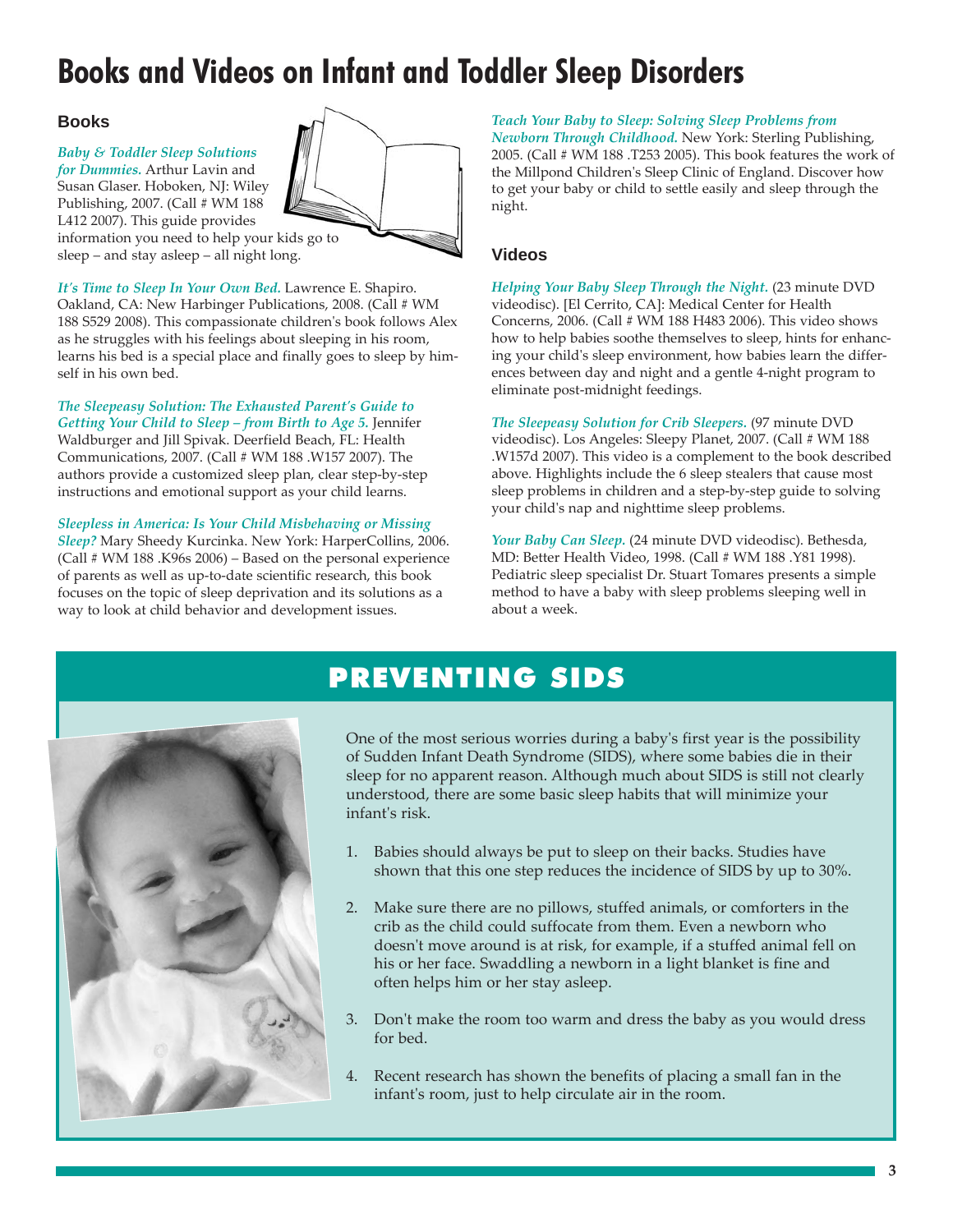# Books and Videos on Infant and Toddler Sleep Disorders

## Books

***Baby & Toddler Sleep Solutions for Dummies.*** Arthur Lavin and Susan Glaser. Hoboken, NJ: Wiley Publishing, 2007. (Call # WM 188 L412 2007). This guide provides information you need to help your kids go to sleep – and stay asleep – all night long.

***It's Time to Sleep In Your Own Bed.*** Lawrence E. Shapiro. Oakland, CA: New Harbinger Publications, 2008. (Call # WM 188 S529 2008). This compassionate children's book follows Alex as he struggles with his feelings about sleeping in his room, learns his bed is a special place and finally goes to sleep by himself in his own bed.

***The Sleepeasy Solution: The Exhausted Parent's Guide to Getting Your Child to Sleep – from Birth to Age 5.*** Jennifer Waldburger and Jill Spivak. Deerfield Beach, FL: Health Communications, 2007. (Call # WM 188 .W157 2007). The authors provide a customized sleep plan, clear step-by-step instructions and emotional support as your child learns.

***Sleepless in America: Is Your Child Misbehaving or Missing Sleep?*** Mary Sheedy Kurcinka. New York: HarperCollins, 2006. (Call # WM 188 .K96s 2006) – Based on the personal experience of parents as well as up-to-date scientific research, this book focuses on the topic of sleep deprivation and its solutions as a way to look at child behavior and development issues.

***Teach Your Baby to Sleep: Solving Sleep Problems from Newborn Through Childhood.*** New York: Sterling Publishing, 2005. (Call # WM 188 .T253 2005). This book features the work of the Millpond Children's Sleep Clinic of England. Discover how to get your baby or child to settle easily and sleep through the night.

## Videos

***Helping Your Baby Sleep Through the Night.*** (23 minute DVD videodisc). [El Cerrito, CA]: Medical Center for Health Concerns, 2006. (Call # WM 188 H483 2006). This video shows how to help babies soothe themselves to sleep, hints for enhancing your child's sleep environment, how babies learn the differences between day and night and a gentle 4-night program to eliminate post-midnight feedings.

***The Sleepeasy Solution for Crib Sleepers.*** (97 minute DVD videodisc). Los Angeles: Sleepy Planet, 2007. (Call # WM 188 .W157d 2007). This video is a complement to the book described above. Highlights include the 6 sleep stealers that cause most sleep problems in children and a step-by-step guide to solving your child's nap and nighttime sleep problems.

***Your Baby Can Sleep.*** (24 minute DVD videodisc). Bethesda, MD: Better Health Video, 1998. (Call # WM 188 .Y81 1998). Pediatric sleep specialist Dr. Stuart Tomares presents a simple method to have a baby with sleep problems sleeping well in about a week.

# PREVENTING SIDS

One of the most serious worries during a baby's first year is the possibility of Sudden Infant Death Syndrome (SIDS), where some babies die in their sleep for no apparent reason. Although much about SIDS is still not clearly understood, there are some basic sleep habits that will minimize your infant's risk.

1. Babies should always be put to sleep on their backs. Studies have shown that this one step reduces the incidence of SIDS by up to 30%.
2. Make sure there are no pillows, stuffed animals, or comforters in the crib as the child could suffocate from them. Even a newborn who doesn't move around is at risk, for example, if a stuffed animal fell on his or her face. Swaddling a newborn in a light blanket is fine and often helps him or her stay asleep.
3. Don't make the room too warm and dress the baby as you would dress for bed.
4. Recent research has shown the benefits of placing a small fan in the infant's room, just to help circulate air in the room.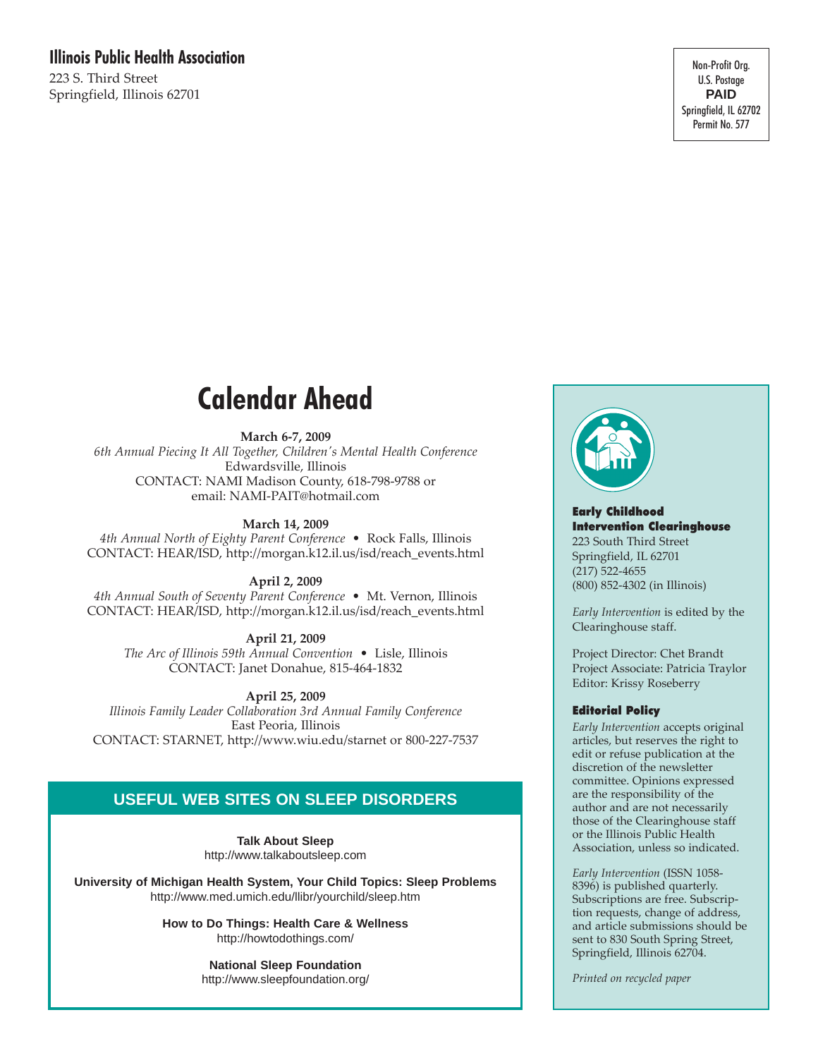**Illinois Public Health Association**
223 S. Third Street
Springfield, Illinois 62701

Non-Profit Org.
U.S. Postage
**PAID**
Springfield, IL 62702
Permit No. 577

# Calendar Ahead

**March 6-7, 2009**
*6th Annual Piecing It All Together, Children's Mental Health Conference*
Edwardsville, Illinois
CONTACT: NAMI Madison County, 618-798-9788 or
email: NAMI-PAIT@hotmail.com

**March 14, 2009**
*4th Annual North of Eighty Parent Conference* • Rock Falls, Illinois
CONTACT: HEAR/ISD, http://morgan.k12.il.us/isd/reach_events.html

**April 2, 2009**
*4th Annual South of Seventy Parent Conference* • Mt. Vernon, Illinois
CONTACT: HEAR/ISD, http://morgan.k12.il.us/isd/reach_events.html

**April 21, 2009**
*The Arc of Illinois 59th Annual Convention* • Lisle, Illinois
CONTACT: Janet Donahue, 815-464-1832

**April 25, 2009**
*Illinois Family Leader Collaboration 3rd Annual Family Conference*
East Peoria, Illinois
CONTACT: STARNET, http://www.wiu.edu/starnet or 800-227-7537

## USEFUL WEB SITES ON SLEEP DISORDERS

**Talk About Sleep**
http://www.talkaboutsleep.com

**University of Michigan Health System, Your Child Topics: Sleep Problems**
http://www.med.umich.edu/llibr/yourchild/sleep.htm

**How to Do Things: Health Care & Wellness**
http://howtodothings.com/

**National Sleep Foundation**
http://www.sleepfoundation.org/

**Early Childhood Intervention Clearinghouse**
223 South Third Street
Springfield, IL 62701
(217) 522-4655
(800) 852-4302 (in Illinois)

*Early Intervention* is edited by the Clearinghouse staff.

Project Director: Chet Brandt
Project Associate: Patricia Traylor
Editor: Krissy Roseberry

**Editorial Policy**

*Early Intervention* accepts original articles, but reserves the right to edit or refuse publication at the discretion of the newsletter committee. Opinions expressed are the responsibility of the author and are not necessarily those of the Clearinghouse staff or the Illinois Public Health Association, unless so indicated.

*Early Intervention* (ISSN 1058-8396) is published quarterly. Subscriptions are free. Subscription requests, change of address, and article submissions should be sent to 830 South Spring Street, Springfield, Illinois 62704.

*Printed on recycled paper*